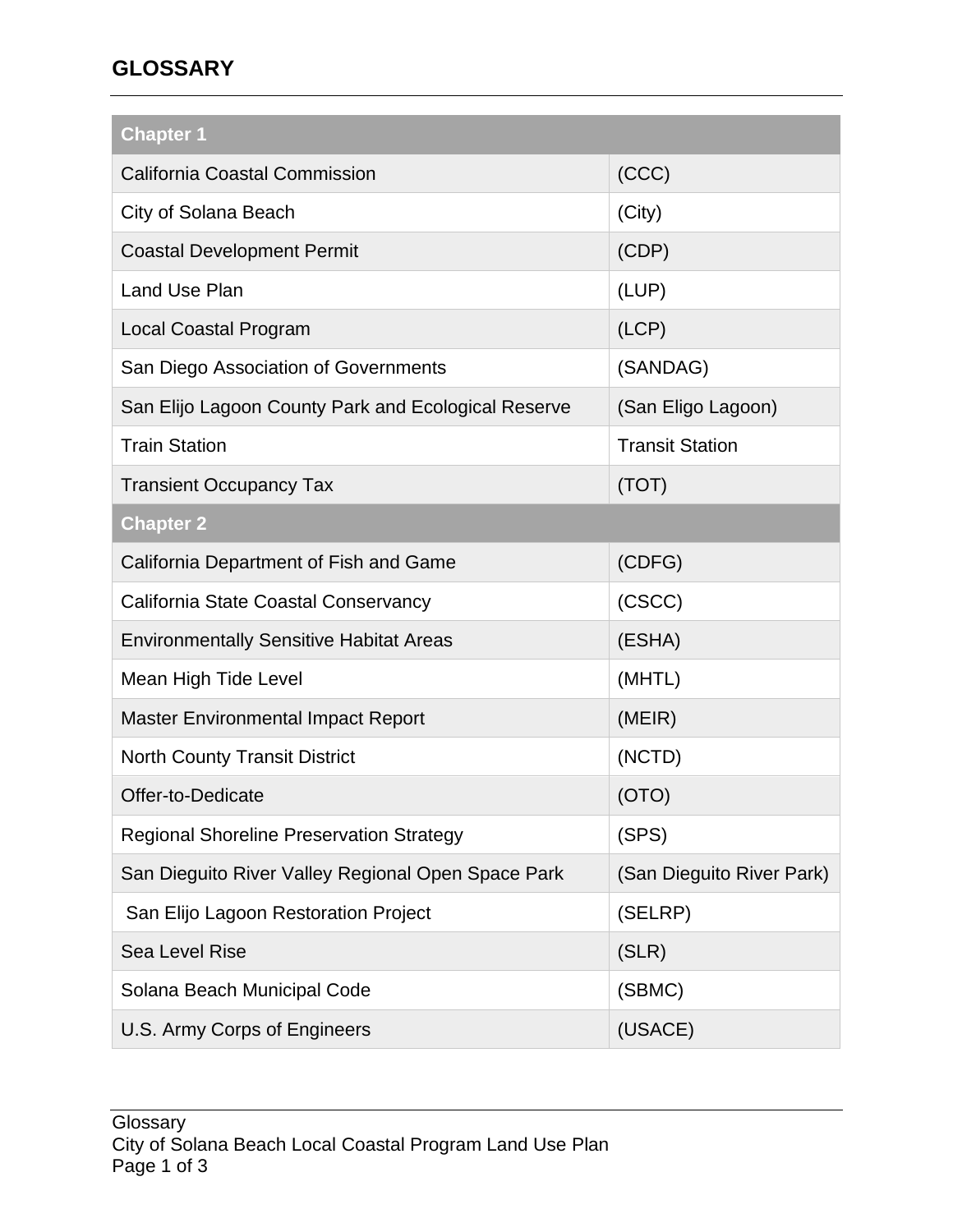# GLOSSARY

| Chapter 1 | |
|---|---|
| California Coastal Commission | (CCC) |
| City of Solana Beach | (City) |
| Coastal Development Permit | (CDP) |
| Land Use Plan | (LUP) |
| Local Coastal Program | (LCP) |
| San Diego Association of Governments | (SANDAG) |
| San Elijo Lagoon County Park and Ecological Reserve | (San Eligo Lagoon) |
| Train Station | Transit Station |
| Transient Occupancy Tax | (TOT) |
| **Chapter 2** | |
| California Department of Fish and Game | (CDFG) |
| California State Coastal Conservancy | (CSCC) |
| Environmentally Sensitive Habitat Areas | (ESHA) |
| Mean High Tide Level | (MHTL) |
| Master Environmental Impact Report | (MEIR) |
| North County Transit District | (NCTD) |
| Offer-to-Dedicate | (OTO) |
| Regional Shoreline Preservation Strategy | (SPS) |
| San Dieguito River Valley Regional Open Space Park | (San Dieguito River Park) |
| San Elijo Lagoon Restoration Project | (SELRP) |
| Sea Level Rise | (SLR) |
| Solana Beach Municipal Code | (SBMC) |
| U.S. Army Corps of Engineers | (USACE) |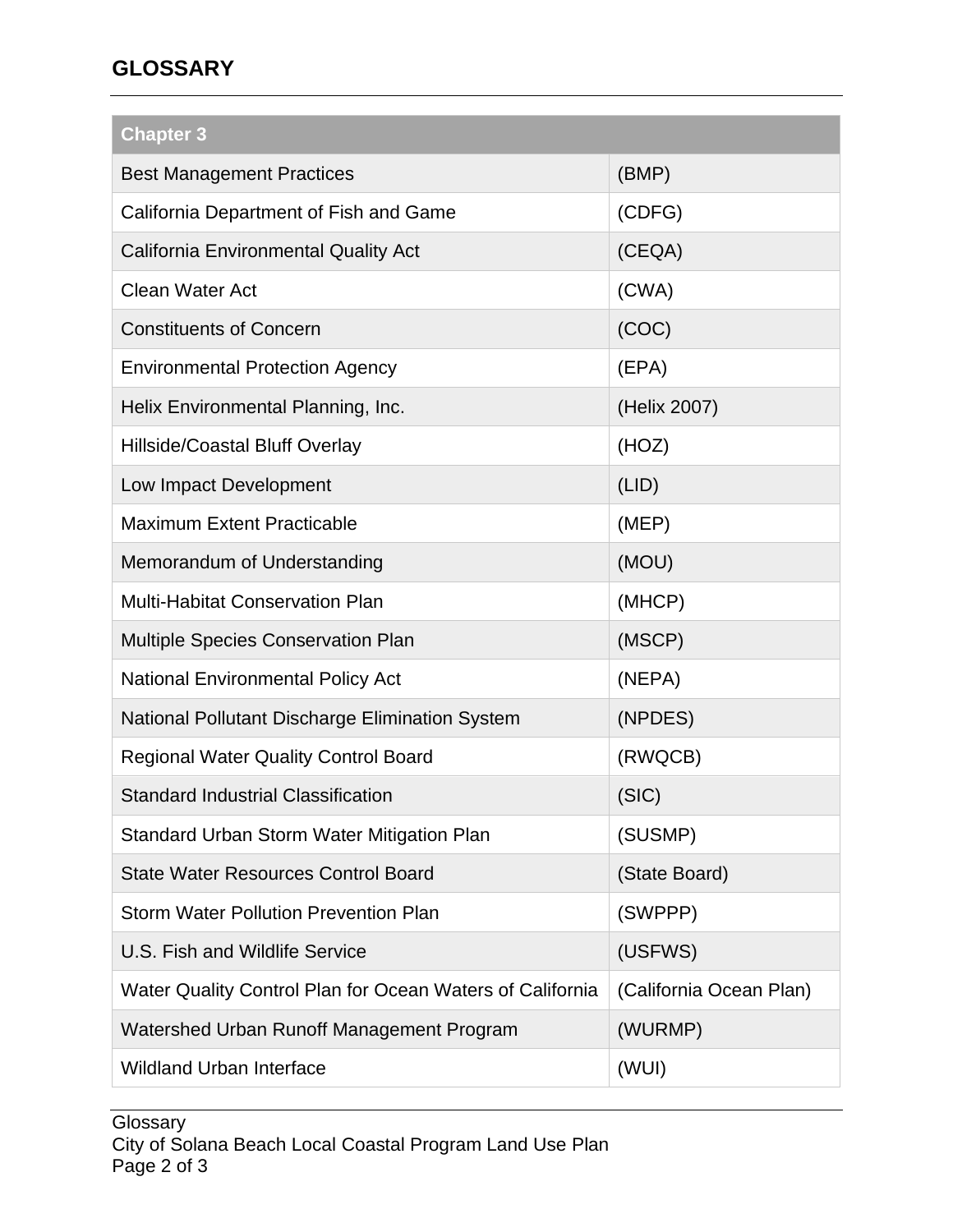## GLOSSARY

| Chapter 3 | |
|---|---|
| Best Management Practices | (BMP) |
| California Department of Fish and Game | (CDFG) |
| California Environmental Quality Act | (CEQA) |
| Clean Water Act | (CWA) |
| Constituents of Concern | (COC) |
| Environmental Protection Agency | (EPA) |
| Helix Environmental Planning, Inc. | (Helix 2007) |
| Hillside/Coastal Bluff Overlay | (HOZ) |
| Low Impact Development | (LID) |
| Maximum Extent Practicable | (MEP) |
| Memorandum of Understanding | (MOU) |
| Multi-Habitat Conservation Plan | (MHCP) |
| Multiple Species Conservation Plan | (MSCP) |
| National Environmental Policy Act | (NEPA) |
| National Pollutant Discharge Elimination System | (NPDES) |
| Regional Water Quality Control Board | (RWQCB) |
| Standard Industrial Classification | (SIC) |
| Standard Urban Storm Water Mitigation Plan | (SUSMP) |
| State Water Resources Control Board | (State Board) |
| Storm Water Pollution Prevention Plan | (SWPPP) |
| U.S. Fish and Wildlife Service | (USFWS) |
| Water Quality Control Plan for Ocean Waters of California | (California Ocean Plan) |
| Watershed Urban Runoff Management Program | (WURMP) |
| Wildland Urban Interface | (WUI) |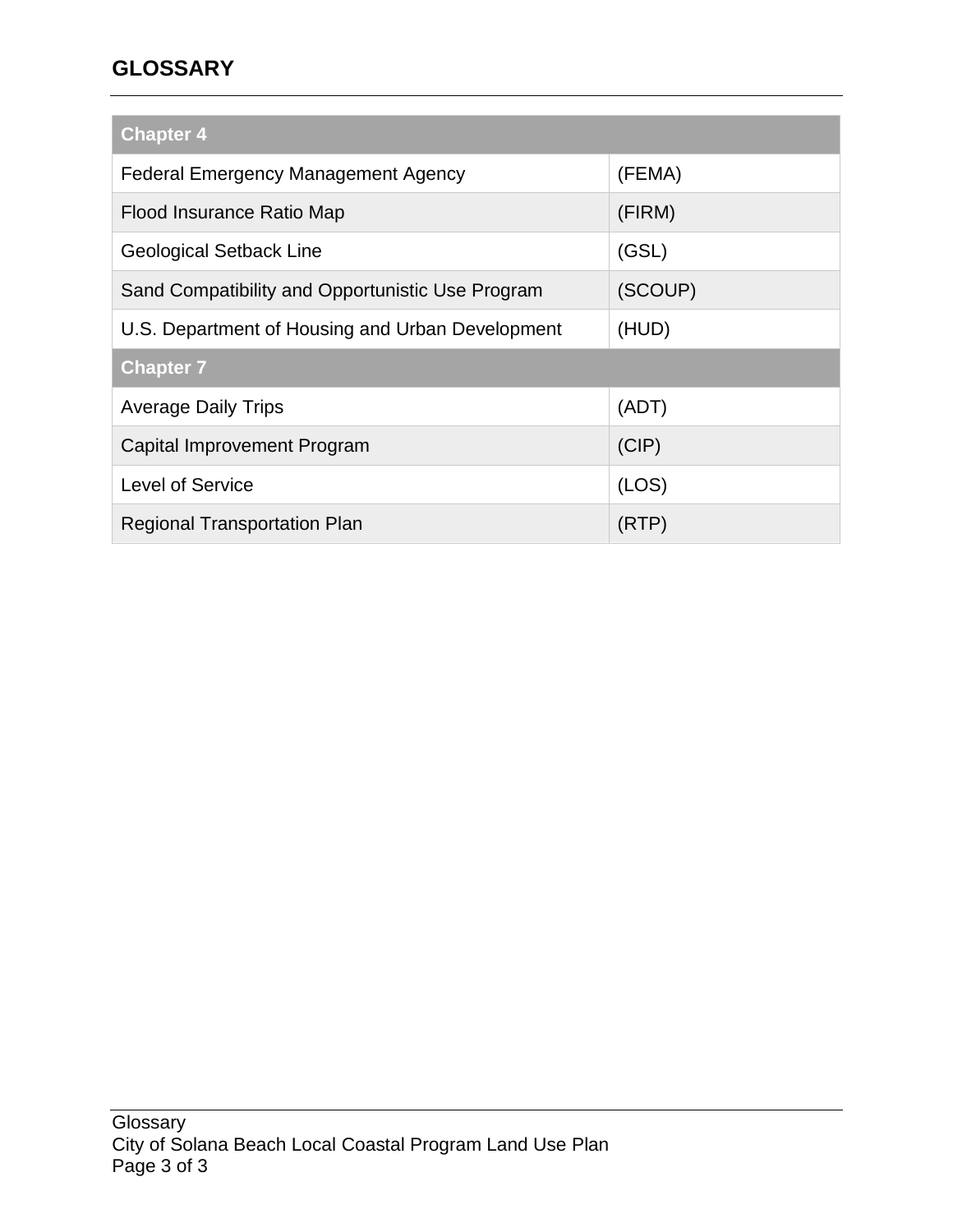## GLOSSARY

| Chapter 4 | |
|---|---|
| Federal Emergency Management Agency | (FEMA) |
| Flood Insurance Ratio Map | (FIRM) |
| Geological Setback Line | (GSL) |
| Sand Compatibility and Opportunistic Use Program | (SCOUP) |
| U.S. Department of Housing and Urban Development | (HUD) |
| **Chapter 7** | |
| Average Daily Trips | (ADT) |
| Capital Improvement Program | (CIP) |
| Level of Service | (LOS) |
| Regional Transportation Plan | (RTP) |